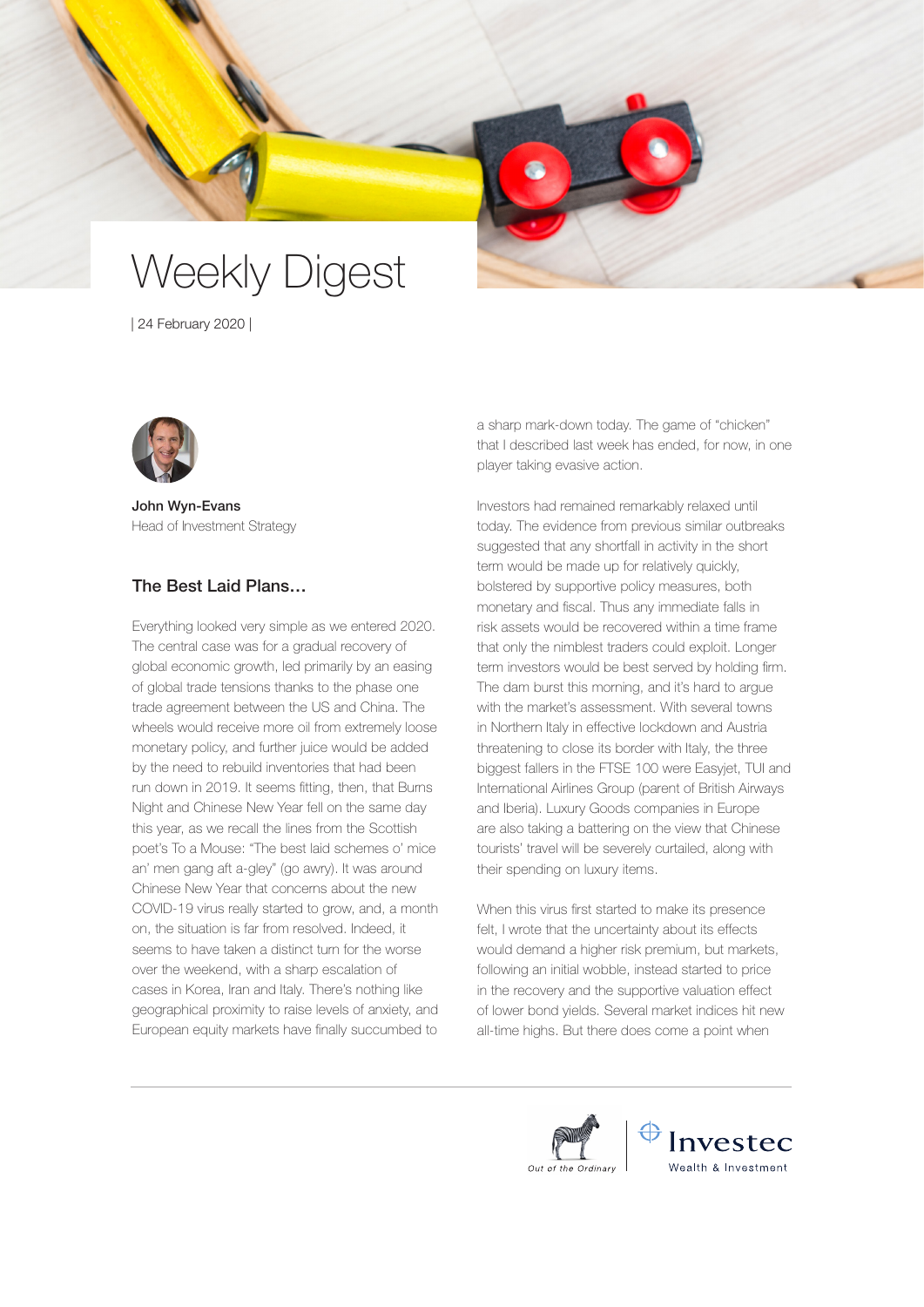# Weekly Digest

| 24 February 2020 |

**John Wyn-Evans**
Head of Investment Strategy

## The Best Laid Plans…

Everything looked very simple as we entered 2020. The central case was for a gradual recovery of global economic growth, led primarily by an easing of global trade tensions thanks to the phase one trade agreement between the US and China. The wheels would receive more oil from extremely loose monetary policy, and further juice would be added by the need to rebuild inventories that had been run down in 2019. It seems fitting, then, that Burns Night and Chinese New Year fell on the same day this year, as we recall the lines from the Scottish poet's To a Mouse: "The best laid schemes o' mice an' men gang aft a-gley" (go awry). It was around Chinese New Year that concerns about the new COVID-19 virus really started to grow, and, a month on, the situation is far from resolved. Indeed, it seems to have taken a distinct turn for the worse over the weekend, with a sharp escalation of cases in Korea, Iran and Italy. There's nothing like geographical proximity to raise levels of anxiety, and European equity markets have finally succumbed to a sharp mark-down today. The game of "chicken" that I described last week has ended, for now, in one player taking evasive action.

Investors had remained remarkably relaxed until today. The evidence from previous similar outbreaks suggested that any shortfall in activity in the short term would be made up for relatively quickly, bolstered by supportive policy measures, both monetary and fiscal. Thus any immediate falls in risk assets would be recovered within a time frame that only the nimblest traders could exploit. Longer term investors would be best served by holding firm. The dam burst this morning, and it's hard to argue with the market's assessment. With several towns in Northern Italy in effective lockdown and Austria threatening to close its border with Italy, the three biggest fallers in the FTSE 100 were Easyjet, TUI and International Airlines Group (parent of British Airways and Iberia). Luxury Goods companies in Europe are also taking a battering on the view that Chinese tourists' travel will be severely curtailed, along with their spending on luxury items.

When this virus first started to make its presence felt, I wrote that the uncertainty about its effects would demand a higher risk premium, but markets, following an initial wobble, instead started to price in the recovery and the supportive valuation effect of lower bond yields. Several market indices hit new all-time highs. But there does come a point when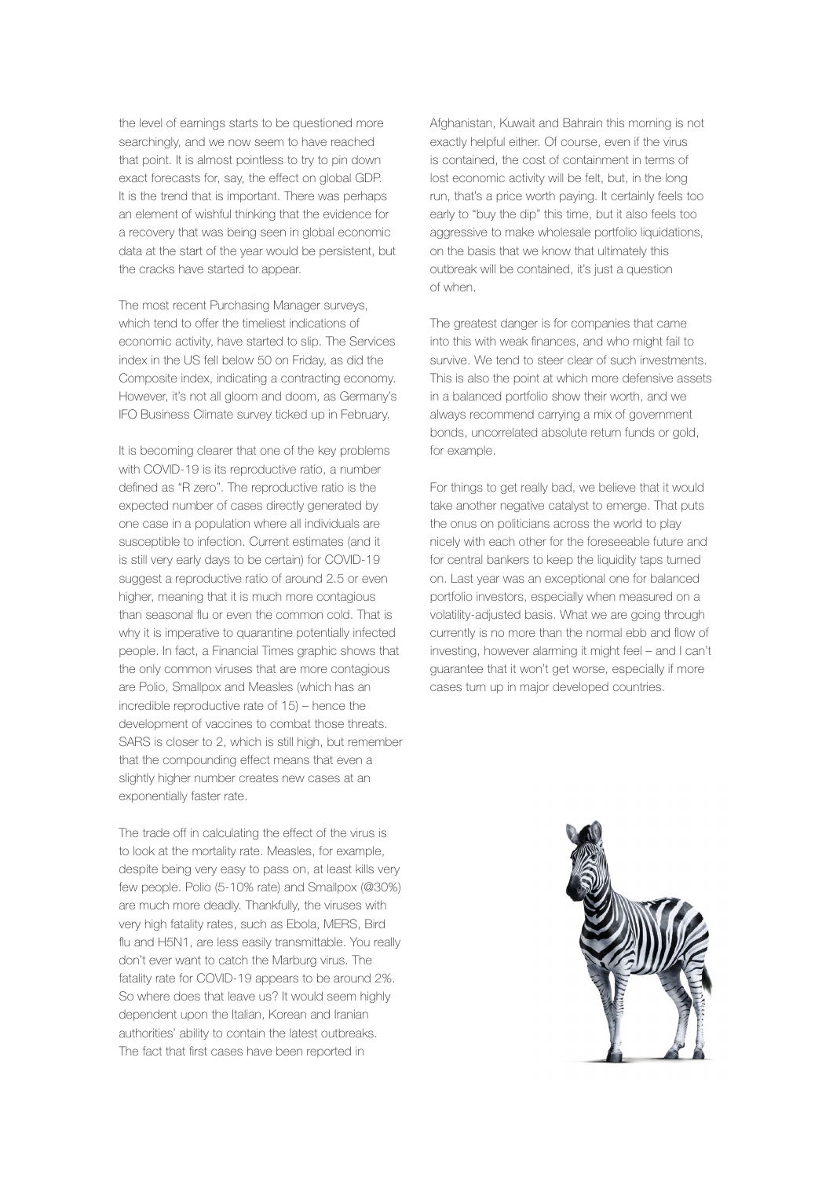the level of earnings starts to be questioned more searchingly, and we now seem to have reached that point. It is almost pointless to try to pin down exact forecasts for, say, the effect on global GDP. It is the trend that is important. There was perhaps an element of wishful thinking that the evidence for a recovery that was being seen in global economic data at the start of the year would be persistent, but the cracks have started to appear.

The most recent Purchasing Manager surveys, which tend to offer the timeliest indications of economic activity, have started to slip. The Services index in the US fell below 50 on Friday, as did the Composite index, indicating a contracting economy. However, it's not all gloom and doom, as Germany's IFO Business Climate survey ticked up in February.

It is becoming clearer that one of the key problems with COVID-19 is its reproductive ratio, a number defined as "R zero". The reproductive ratio is the expected number of cases directly generated by one case in a population where all individuals are susceptible to infection. Current estimates (and it is still very early days to be certain) for COVID-19 suggest a reproductive ratio of around 2.5 or even higher, meaning that it is much more contagious than seasonal flu or even the common cold. That is why it is imperative to quarantine potentially infected people. In fact, a Financial Times graphic shows that the only common viruses that are more contagious are Polio, Smallpox and Measles (which has an incredible reproductive rate of 15) – hence the development of vaccines to combat those threats. SARS is closer to 2, which is still high, but remember that the compounding effect means that even a slightly higher number creates new cases at an exponentially faster rate.

The trade off in calculating the effect of the virus is to look at the mortality rate. Measles, for example, despite being very easy to pass on, at least kills very few people. Polio (5-10% rate) and Smallpox (@30%) are much more deadly. Thankfully, the viruses with very high fatality rates, such as Ebola, MERS, Bird flu and H5N1, are less easily transmittable. You really don't ever want to catch the Marburg virus. The fatality rate for COVID-19 appears to be around 2%. So where does that leave us? It would seem highly dependent upon the Italian, Korean and Iranian authorities' ability to contain the latest outbreaks. The fact that first cases have been reported in Afghanistan, Kuwait and Bahrain this morning is not exactly helpful either. Of course, even if the virus is contained, the cost of containment in terms of lost economic activity will be felt, but, in the long run, that's a price worth paying. It certainly feels too early to "buy the dip" this time, but it also feels too aggressive to make wholesale portfolio liquidations, on the basis that we know that ultimately this outbreak will be contained, it's just a question of when.

The greatest danger is for companies that came into this with weak finances, and who might fail to survive. We tend to steer clear of such investments. This is also the point at which more defensive assets in a balanced portfolio show their worth, and we always recommend carrying a mix of government bonds, uncorrelated absolute return funds or gold, for example.

For things to get really bad, we believe that it would take another negative catalyst to emerge. That puts the onus on politicians across the world to play nicely with each other for the foreseeable future and for central bankers to keep the liquidity taps turned on. Last year was an exceptional one for balanced portfolio investors, especially when measured on a volatility-adjusted basis. What we are going through currently is no more than the normal ebb and flow of investing, however alarming it might feel – and I can't guarantee that it won't get worse, especially if more cases turn up in major developed countries.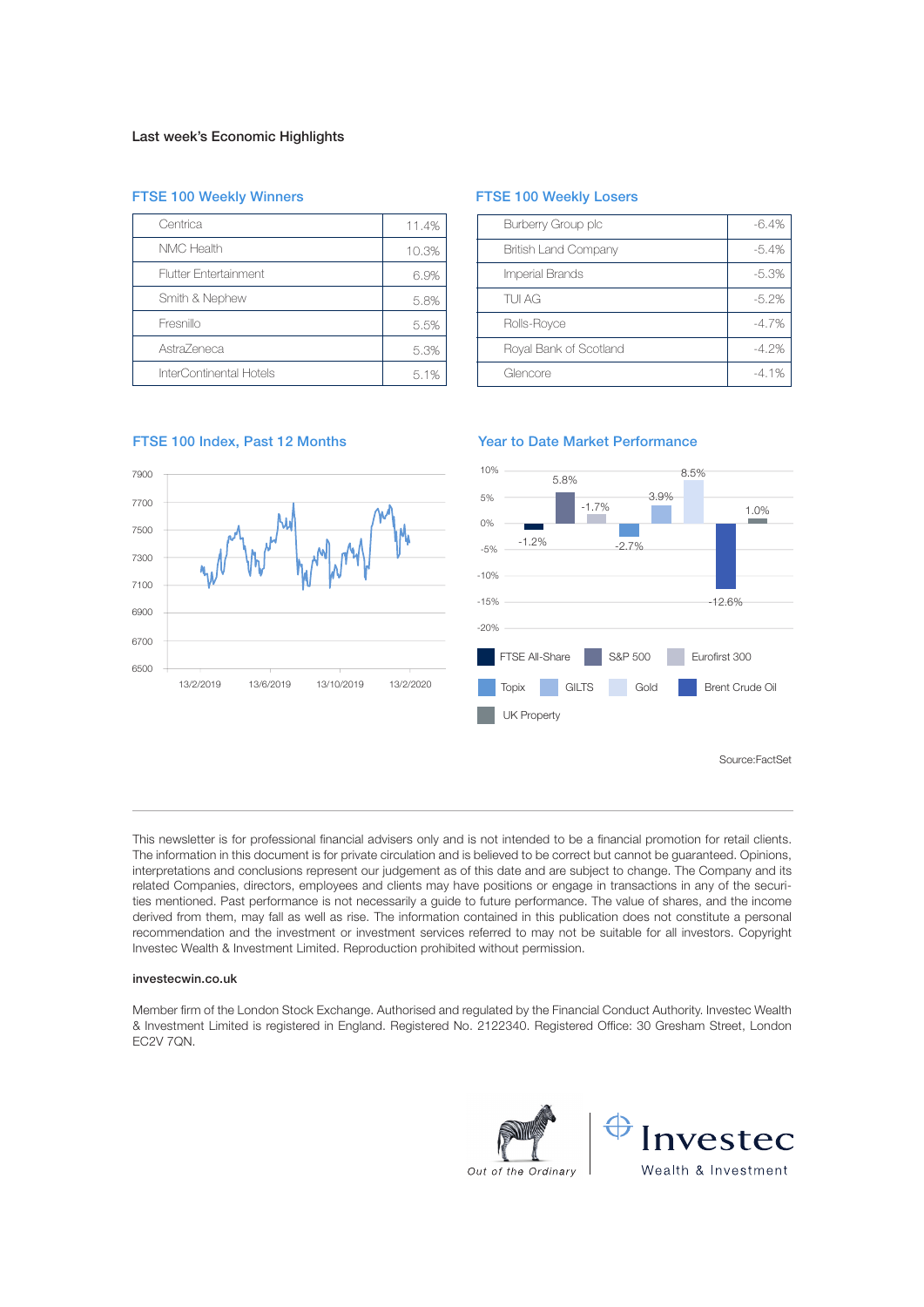## Last week's Economic Highlights

### FTSE 100 Weekly Winners

| | |
|---|---|
| Centrica | 11.4% |
| NMC Health | 10.3% |
| Flutter Entertainment | 6.9% |
| Smith & Nephew | 5.8% |
| Fresnillo | 5.5% |
| AstraZeneca | 5.3% |
| InterContinental Hotels | 5.1% |

### FTSE 100 Weekly Losers

| | |
|---|---|
| Burberry Group plc | -6.4% |
| British Land Company | -5.4% |
| Imperial Brands | -5.3% |
| TUI AG | -5.2% |
| Rolls-Royce | -4.7% |
| Royal Bank of Scotland | -4.2% |
| Glencore | -4.1% |

### FTSE 100 Index, Past 12 Months

7900
7700
7500
7300
7100
6900
6700
6500

13/2/2019 13/6/2019 13/10/2019 13/2/2020

### Year to Date Market Performance

10%
5%
0%
-5%
-10%
-15%
-20%

-1.2%
5.8%
-1.7%
-2.7%
3.9%
8.5%
-12.6%
1.0%

FTSE All-Share, S&P 500, Eurofirst 300, Topix, GILTS, Gold, Brent Crude Oil, UK Property

Source:FactSet

---

This newsletter is for professional financial advisers only and is not intended to be a financial promotion for retail clients. The information in this document is for private circulation and is believed to be correct but cannot be guaranteed. Opinions, interpretations and conclusions represent our judgement as of this date and are subject to change. The Company and its related Companies, directors, employees and clients may have positions or engage in transactions in any of the securities mentioned. Past performance is not necessarily a guide to future performance. The value of shares, and the income derived from them, may fall as well as rise. The information contained in this publication does not constitute a personal recommendation and the investment or investment services referred to may not be suitable for all investors. Copyright Investec Wealth & Investment Limited. Reproduction prohibited without permission.

**investecwin.co.uk**

Member firm of the London Stock Exchange. Authorised and regulated by the Financial Conduct Authority. Investec Wealth & Investment Limited is registered in England. Registered No. 2122340. Registered Office: 30 Gresham Street, London EC2V 7QN.

Out of the Ordinary

Investec
Wealth & Investment